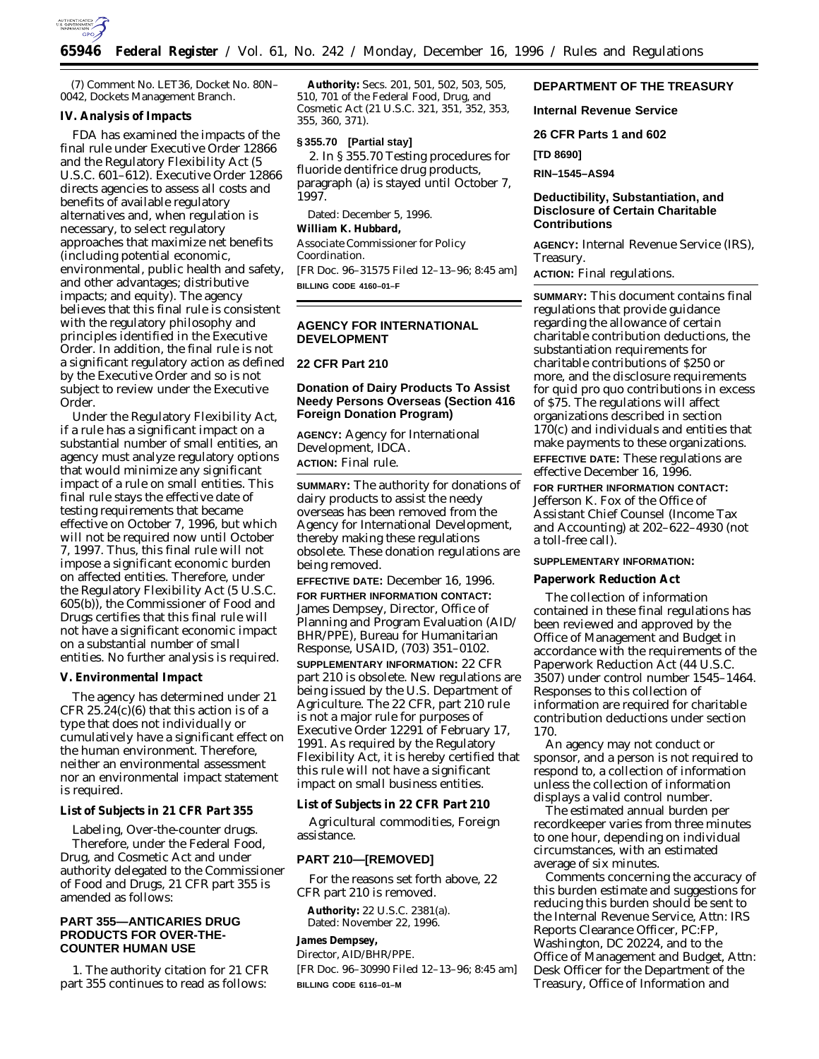(7) Comment No. LET36, Docket No. 80N–0042, Dockets Management Branch.

**IV. Analysis of Impacts**

FDA has examined the impacts of the final rule under Executive Order 12866 and the Regulatory Flexibility Act (5 U.S.C. 601–612). Executive Order 12866 directs agencies to assess all costs and benefits of available regulatory alternatives and, when regulation is necessary, to select regulatory approaches that maximize net benefits (including potential economic, environmental, public health and safety, and other advantages; distributive impacts; and equity). The agency believes that this final rule is consistent with the regulatory philosophy and principles identified in the Executive Order. In addition, the final rule is not a significant regulatory action as defined by the Executive Order and so is not subject to review under the Executive Order.

Under the Regulatory Flexibility Act, if a rule has a significant impact on a substantial number of small entities, an agency must analyze regulatory options that would minimize any significant impact of a rule on small entities. This final rule stays the effective date of testing requirements that became effective on October 7, 1996, but which will not be required now until October 7, 1997. Thus, this final rule will not impose a significant economic burden on affected entities. Therefore, under the Regulatory Flexibility Act (5 U.S.C. 605(b)), the Commissioner of Food and Drugs certifies that this final rule will not have a significant economic impact on a substantial number of small entities. No further analysis is required.

**V. Environmental Impact**

The agency has determined under 21 CFR 25.24(c)(6) that this action is of a type that does not individually or cumulatively have a significant effect on the human environment. Therefore, neither an environmental assessment nor an environmental impact statement is required.

**List of Subjects in 21 CFR Part 355**

Labeling, Over-the-counter drugs.

Therefore, under the Federal Food, Drug, and Cosmetic Act and under authority delegated to the Commissioner of Food and Drugs, 21 CFR part 355 is amended as follows:

**PART 355—ANTICARIES DRUG PRODUCTS FOR OVER-THE-COUNTER HUMAN USE**

1. The authority citation for 21 CFR part 355 continues to read as follows:

**Authority:** Secs. 201, 501, 502, 503, 505, 510, 701 of the Federal Food, Drug, and Cosmetic Act (21 U.S.C. 321, 351, 352, 353, 355, 360, 371).

**§ 355.70 [Partial stay]**

2. In § 355.70 Testing procedures for fluoride dentifrice drug products, paragraph (a) is stayed until October 7, 1997.

Dated: December 5, 1996.

**William K. Hubbard,**

*Associate Commissioner for Policy Coordination.*

[FR Doc. 96–31575 Filed 12–13–96; 8:45 am]

**BILLING CODE 4160–01–F**

**AGENCY FOR INTERNATIONAL DEVELOPMENT**

**22 CFR Part 210**

**Donation of Dairy Products To Assist Needy Persons Overseas (Section 416 Foreign Donation Program)**

**AGENCY:** Agency for International Development, IDCA.

**ACTION:** Final rule.

**SUMMARY:** The authority for donations of dairy products to assist the needy overseas has been removed from the Agency for International Development, thereby making these regulations obsolete. These donation regulations are being removed.

**EFFECTIVE DATE:** December 16, 1996.

**FOR FURTHER INFORMATION CONTACT:** James Dempsey, Director, Office of Planning and Program Evaluation (AID/BHR/PPE), Bureau for Humanitarian Response, USAID, (703) 351–0102.

**SUPPLEMENTARY INFORMATION:** 22 CFR part 210 is obsolete. New regulations are being issued by the U.S. Department of Agriculture. The 22 CFR, part 210 rule is not a major rule for purposes of Executive Order 12291 of February 17, 1991. As required by the Regulatory Flexibility Act, it is hereby certified that this rule will not have a significant impact on small business entities.

**List of Subjects in 22 CFR Part 210**

Agricultural commodities, Foreign assistance.

**PART 210—[REMOVED]**

For the reasons set forth above, 22 CFR part 210 is removed.

**Authority:** 22 U.S.C. 2381(a).

Dated: November 22, 1996.

**James Dempsey,**

*Director, AID/BHR/PPE.*

[FR Doc. 96–30990 Filed 12–13–96; 8:45 am]

**BILLING CODE 6116–01–M**

**DEPARTMENT OF THE TREASURY**

**Internal Revenue Service**

**26 CFR Parts 1 and 602**

**[TD 8690]**

**RIN–1545–AS94**

**Deductibility, Substantiation, and Disclosure of Certain Charitable Contributions**

**AGENCY:** Internal Revenue Service (IRS), Treasury.

**ACTION:** Final regulations.

**SUMMARY:** This document contains final regulations that provide guidance regarding the allowance of certain charitable contribution deductions, the substantiation requirements for charitable contributions of $250 or more, and the disclosure requirements for quid pro quo contributions in excess of $75. The regulations will affect organizations described in section 170(c) and individuals and entities that make payments to these organizations.

**EFFECTIVE DATE:** These regulations are effective December 16, 1996.

**FOR FURTHER INFORMATION CONTACT:** Jefferson K. Fox of the Office of Assistant Chief Counsel (Income Tax and Accounting) at 202–622–4930 (not a toll-free call).

**SUPPLEMENTARY INFORMATION:**

**Paperwork Reduction Act**

The collection of information contained in these final regulations has been reviewed and approved by the Office of Management and Budget in accordance with the requirements of the Paperwork Reduction Act (44 U.S.C. 3507) under control number 1545–1464. Responses to this collection of information are required for charitable contribution deductions under section 170.

An agency may not conduct or sponsor, and a person is not required to respond to, a collection of information unless the collection of information displays a valid control number.

The estimated annual burden per recordkeeper varies from three minutes to one hour, depending on individual circumstances, with an estimated average of six minutes.

Comments concerning the accuracy of this burden estimate and suggestions for reducing this burden should be sent to the Internal Revenue Service, Attn: IRS Reports Clearance Officer, PC:FP, Washington, DC 20224, and to the Office of Management and Budget, Attn: Desk Officer for the Department of the Treasury, Office of Information and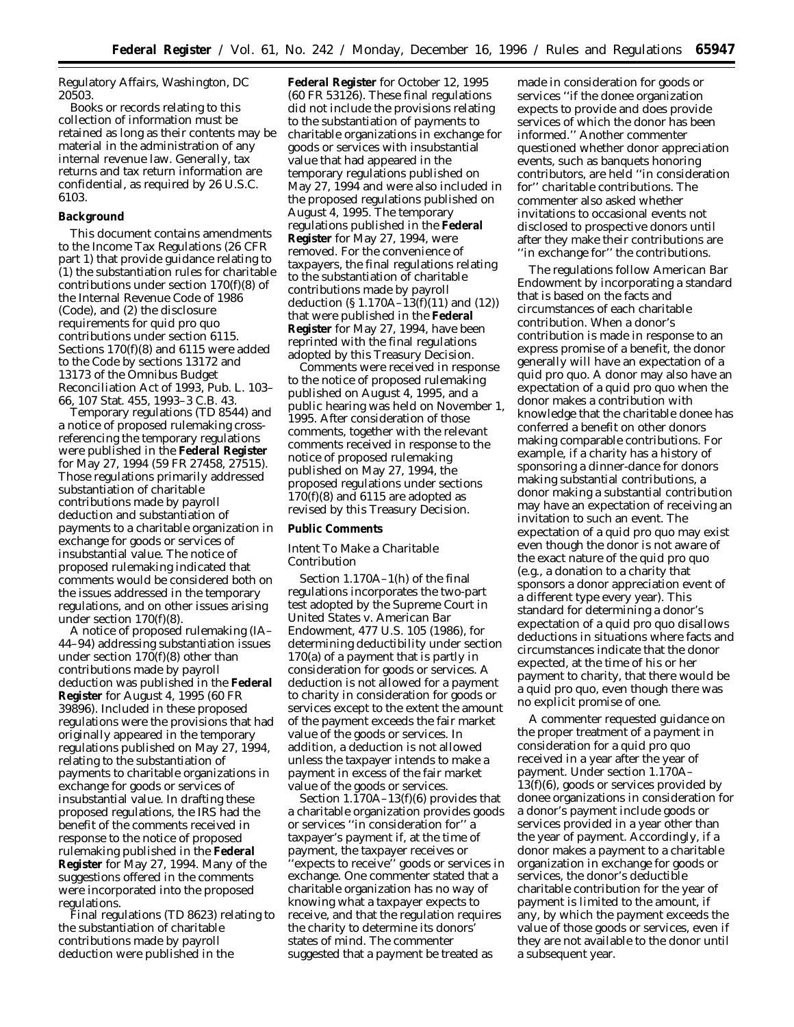Regulatory Affairs, Washington, DC 20503.

Books or records relating to this collection of information must be retained as long as their contents may be material in the administration of any internal revenue law. Generally, tax returns and tax return information are confidential, as required by 26 U.S.C. 6103.

**Background**

This document contains amendments to the Income Tax Regulations (26 CFR part 1) that provide guidance relating to (1) the substantiation rules for charitable contributions under section 170(f)(8) of the Internal Revenue Code of 1986 (Code), and (2) the disclosure requirements for quid pro quo contributions under section 6115. Sections 170(f)(8) and 6115 were added to the Code by sections 13172 and 13173 of the Omnibus Budget Reconciliation Act of 1993, Pub. L. 103–66, 107 Stat. 455, 1993–3 C.B. 43.

Temporary regulations (TD 8544) and a notice of proposed rulemaking cross-referencing the temporary regulations were published in the **Federal Register** for May 27, 1994 (59 FR 27458, 27515). Those regulations primarily addressed substantiation of charitable contributions made by payroll deduction and substantiation of payments to a charitable organization in exchange for goods or services of insubstantial value. The notice of proposed rulemaking indicated that comments would be considered both on the issues addressed in the temporary regulations, and on other issues arising under section 170(f)(8).

A notice of proposed rulemaking (IA–44–94) addressing substantiation issues under section 170(f)(8) other than contributions made by payroll deduction was published in the **Federal Register** for August 4, 1995 (60 FR 39896). Included in these proposed regulations were the provisions that had originally appeared in the temporary regulations published on May 27, 1994, relating to the substantiation of payments to charitable organizations in exchange for goods or services of insubstantial value. In drafting these proposed regulations, the IRS had the benefit of the comments received in response to the notice of proposed rulemaking published in the **Federal Register** for May 27, 1994. Many of the suggestions offered in the comments were incorporated into the proposed regulations.

Final regulations (TD 8623) relating to the substantiation of charitable contributions made by payroll deduction were published in the **Federal Register** for October 12, 1995 (60 FR 53126). These final regulations did not include the provisions relating to the substantiation of payments to charitable organizations in exchange for goods or services with insubstantial value that had appeared in the temporary regulations published on May 27, 1994 and were also included in the proposed regulations published on August 4, 1995. The temporary regulations published in the **Federal Register** for May 27, 1994, were removed. For the convenience of taxpayers, the final regulations relating to the substantiation of charitable contributions made by payroll deduction (§ 1.170A–13(f)(11) and (12)) that were published in the **Federal Register** for May 27, 1994, have been reprinted with the final regulations adopted by this Treasury Decision.

Comments were received in response to the notice of proposed rulemaking published on August 4, 1995, and a public hearing was held on November 1, 1995. After consideration of those comments, together with the relevant comments received in response to the notice of proposed rulemaking published on May 27, 1994, the proposed regulations under sections 170(f)(8) and 6115 are adopted as revised by this Treasury Decision.

**Public Comments**

*Intent To Make a Charitable Contribution*

Section 1.170A–1(h) of the final regulations incorporates the two-part test adopted by the Supreme Court in *United States* v. *American Bar Endowment*, 477 U.S. 105 (1986), for determining deductibility under section 170(a) of a payment that is partly in consideration for goods or services. A deduction is not allowed for a payment to charity in consideration for goods or services except to the extent the amount of the payment exceeds the fair market value of the goods or services. In addition, a deduction is not allowed unless the taxpayer intends to make a payment in excess of the fair market value of the goods or services.

Section 1.170A–13(f)(6) provides that a charitable organization provides goods or services ''in consideration for'' a taxpayer's payment if, at the time of payment, the taxpayer receives or ''expects to receive'' goods or services in exchange. One commenter stated that a charitable organization has no way of knowing what a taxpayer expects to receive, and that the regulation requires the charity to determine its donors' states of mind. The commenter suggested that a payment be treated as made in consideration for goods or services ''if the donee organization expects to provide and does provide services of which the donor has been informed.'' Another commenter questioned whether donor appreciation events, such as banquets honoring contributors, are held ''in consideration for'' charitable contributions. The commenter also asked whether invitations to occasional events not disclosed to prospective donors until after they make their contributions are ''in exchange for'' the contributions.

The regulations follow *American Bar Endowment* by incorporating a standard that is based on the facts and circumstances of each charitable contribution. When a donor's contribution is made in response to an express promise of a benefit, the donor generally will have an expectation of a quid pro quo. A donor may also have an expectation of a quid pro quo when the donor makes a contribution with knowledge that the charitable donee has conferred a benefit on other donors making comparable contributions. For example, if a charity has a history of sponsoring a dinner-dance for donors making substantial contributions, a donor making a substantial contribution may have an expectation of receiving an invitation to such an event. The expectation of a quid pro quo may exist even though the donor is not aware of the exact nature of the quid pro quo (e.g., a donation to a charity that sponsors a donor appreciation event of a different type every year). This standard for determining a donor's expectation of a quid pro quo disallows deductions in situations where facts and circumstances indicate that the donor expected, at the time of his or her payment to charity, that there would be a quid pro quo, even though there was no explicit promise of one.

A commenter requested guidance on the proper treatment of a payment in consideration for a quid pro quo received in a year after the year of payment. Under section 1.170A–13(f)(6), goods or services provided by donee organizations in consideration for a donor's payment include goods or services provided in a year other than the year of payment. Accordingly, if a donor makes a payment to a charitable organization in exchange for goods or services, the donor's deductible charitable contribution for the year of payment is limited to the amount, if any, by which the payment exceeds the value of those goods or services, even if they are not available to the donor until a subsequent year.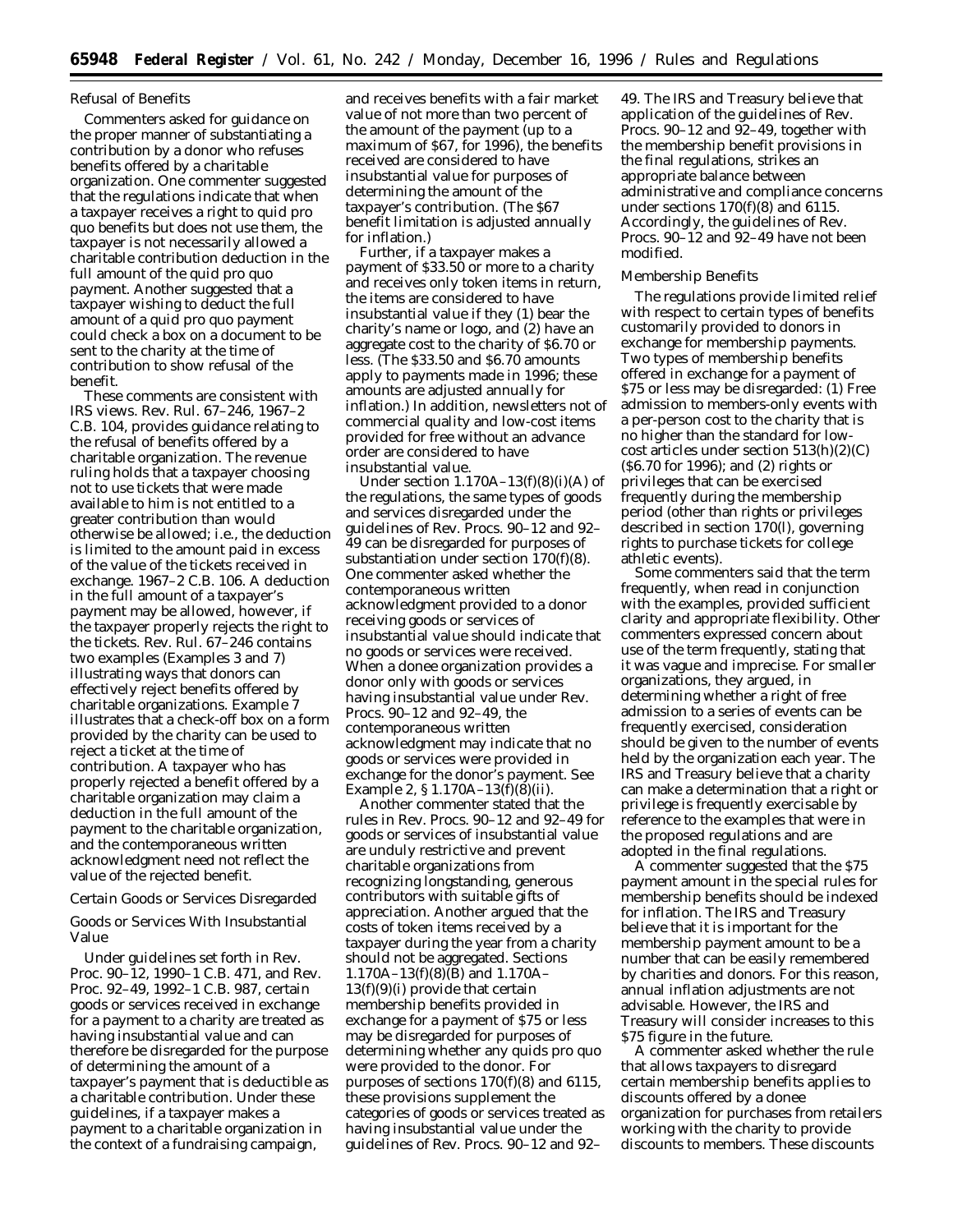*Refusal of Benefits*

Commenters asked for guidance on the proper manner of substantiating a contribution by a donor who refuses benefits offered by a charitable organization. One commenter suggested that the regulations indicate that when a taxpayer receives a right to quid pro quo benefits but does not use them, the taxpayer is not necessarily allowed a charitable contribution deduction in the full amount of the quid pro quo payment. Another suggested that a taxpayer wishing to deduct the full amount of a quid pro quo payment could check a box on a document to be sent to the charity at the time of contribution to show refusal of the benefit.

These comments are consistent with IRS views. Rev. Rul. 67–246, 1967–2 C.B. 104, provides guidance relating to the refusal of benefits offered by a charitable organization. The revenue ruling holds that a taxpayer choosing not to use tickets that were made available to him is not entitled to a greater contribution than would otherwise be allowed; i.e., the deduction is limited to the amount paid in excess of the value of the tickets received in exchange. 1967–2 C.B. 106. A deduction in the full amount of a taxpayer's payment may be allowed, however, if the taxpayer properly rejects the right to the tickets. Rev. Rul. 67–246 contains two examples (Examples 3 and 7) illustrating ways that donors can effectively reject benefits offered by charitable organizations. Example 7 illustrates that a check-off box on a form provided by the charity can be used to reject a ticket at the time of contribution. A taxpayer who has properly rejected a benefit offered by a charitable organization may claim a deduction in the full amount of the payment to the charitable organization, and the contemporaneous written acknowledgment need not reflect the value of the rejected benefit.

*Certain Goods or Services Disregarded*

*Goods or Services With Insubstantial Value*

Under guidelines set forth in Rev. Proc. 90–12, 1990–1 C.B. 471, and Rev. Proc. 92–49, 1992–1 C.B. 987, certain goods or services received in exchange for a payment to a charity are treated as having insubstantial value and can therefore be disregarded for the purpose of determining the amount of a taxpayer's payment that is deductible as a charitable contribution. Under these guidelines, if a taxpayer makes a payment to a charitable organization in the context of a fundraising campaign, and receives benefits with a fair market value of not more than two percent of the amount of the payment (up to a maximum of $67, for 1996), the benefits received are considered to have insubstantial value for purposes of determining the amount of the taxpayer's contribution. (The $67 benefit limitation is adjusted annually for inflation.)

Further, if a taxpayer makes a payment of $33.50 or more to a charity and receives only token items in return, the items are considered to have insubstantial value if they (1) bear the charity's name or logo, and (2) have an aggregate cost to the charity of $6.70 or less. (The $33.50 and $6.70 amounts apply to payments made in 1996; these amounts are adjusted annually for inflation.) In addition, newsletters not of commercial quality and low-cost items provided for free without an advance order are considered to have insubstantial value.

Under section 1.170A–13(f)(8)(i)(A) of the regulations, the same types of goods and services disregarded under the guidelines of Rev. Procs. 90–12 and 92–49 can be disregarded for purposes of substantiation under section 170(f)(8). One commenter asked whether the contemporaneous written acknowledgment provided to a donor receiving goods or services of insubstantial value should indicate that no goods or services were received. When a donee organization provides a donor only with goods or services having insubstantial value under Rev. Procs. 90–12 and 92–49, the contemporaneous written acknowledgment may indicate that no goods or services were provided in exchange for the donor's payment. See Example 2, § 1.170A–13(f)(8)(ii).

Another commenter stated that the rules in Rev. Procs. 90–12 and 92–49 for goods or services of insubstantial value are unduly restrictive and prevent charitable organizations from recognizing longstanding, generous contributors with suitable gifts of appreciation. Another argued that the costs of token items received by a taxpayer during the year from a charity should not be aggregated. Sections 1.170A–13(f)(8)(B) and 1.170A–13(f)(9)(i) provide that certain membership benefits provided in exchange for a payment of $75 or less may be disregarded for purposes of determining whether any quids pro quo were provided to the donor. For purposes of sections 170(f)(8) and 6115, these provisions supplement the categories of goods or services treated as having insubstantial value under the guidelines of Rev. Procs. 90–12 and 92–49. The IRS and Treasury believe that application of the guidelines of Rev. Procs. 90–12 and 92–49, together with the membership benefit provisions in the final regulations, strikes an appropriate balance between administrative and compliance concerns under sections 170(f)(8) and 6115. Accordingly, the guidelines of Rev. Procs. 90–12 and 92–49 have not been modified.

*Membership Benefits*

The regulations provide limited relief with respect to certain types of benefits customarily provided to donors in exchange for membership payments. Two types of membership benefits offered in exchange for a payment of $75 or less may be disregarded: (1) Free admission to members-only events with a per-person cost to the charity that is no higher than the standard for low-cost articles under section 513(h)(2)(C) ($6.70 for 1996); and (2) rights or privileges that can be exercised frequently during the membership period (other than rights or privileges described in section 170(l), governing rights to purchase tickets for college athletic events).

Some commenters said that the term *frequently,* when read in conjunction with the examples, provided sufficient clarity and appropriate flexibility. Other commenters expressed concern about use of the term *frequently,* stating that it was vague and imprecise. For smaller organizations, they argued, in determining whether a right of free admission to a series of events can be frequently exercised, consideration should be given to the number of events held by the organization each year. The IRS and Treasury believe that a charity can make a determination that a right or privilege is frequently exercisable by reference to the examples that were in the proposed regulations and are adopted in the final regulations.

A commenter suggested that the $75 payment amount in the special rules for membership benefits should be indexed for inflation. The IRS and Treasury believe that it is important for the membership payment amount to be a number that can be easily remembered by charities and donors. For this reason, annual inflation adjustments are not advisable. However, the IRS and Treasury will consider increases to this $75 figure in the future.

A commenter asked whether the rule that allows taxpayers to disregard certain membership benefits applies to discounts offered by a donee organization for purchases from retailers working with the charity to provide discounts to members. These discounts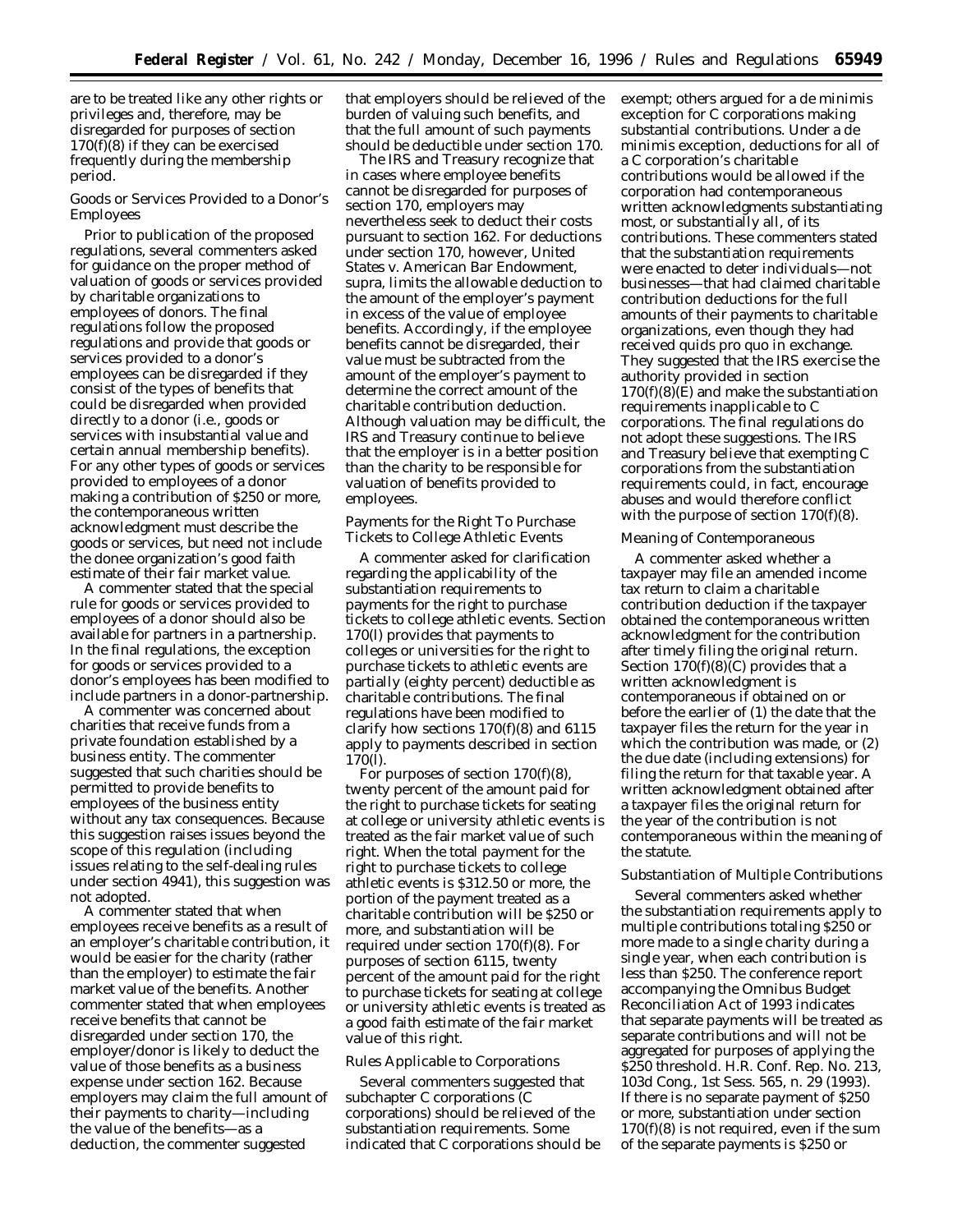are to be treated like any other rights or privileges and, therefore, may be disregarded for purposes of section 170(f)(8) if they can be exercised frequently during the membership period.

### Goods or Services Provided to a Donor's Employees

Prior to publication of the proposed regulations, several commenters asked for guidance on the proper method of valuation of goods or services provided by charitable organizations to employees of donors. The final regulations follow the proposed regulations and provide that goods or services provided to a donor's employees can be disregarded if they consist of the types of benefits that could be disregarded when provided directly to a donor (i.e., goods or services with insubstantial value and certain annual membership benefits). For any other types of goods or services provided to employees of a donor making a contribution of $250 or more, the contemporaneous written acknowledgment must describe the goods or services, but need not include the donee organization's good faith estimate of their fair market value.

A commenter stated that the special rule for goods or services provided to employees of a donor should also be available for partners in a partnership. In the final regulations, the exception for goods or services provided to a donor's employees has been modified to include partners in a donor-partnership.

A commenter was concerned about charities that receive funds from a private foundation established by a business entity. The commenter suggested that such charities should be permitted to provide benefits to employees of the business entity without any tax consequences. Because this suggestion raises issues beyond the scope of this regulation (including issues relating to the self-dealing rules under section 4941), this suggestion was not adopted.

A commenter stated that when employees receive benefits as a result of an employer's charitable contribution, it would be easier for the charity (rather than the employer) to estimate the fair market value of the benefits. Another commenter stated that when employees receive benefits that cannot be disregarded under section 170, the employer/donor is likely to deduct the value of those benefits as a business expense under section 162. Because employers may claim the full amount of their payments to charity—including the value of the benefits—as a deduction, the commenter suggested that employers should be relieved of the burden of valuing such benefits, and that the full amount of such payments should be deductible under section 170.

The IRS and Treasury recognize that in cases where employee benefits cannot be disregarded for purposes of section 170, employers may nevertheless seek to deduct their costs pursuant to section 162. For deductions under section 170, however, *United States* v. *American Bar Endowment*, *supra*, limits the allowable deduction to the amount of the employer's payment in excess of the value of employee benefits. Accordingly, if the employee benefits cannot be disregarded, their value must be subtracted from the amount of the employer's payment to determine the correct amount of the charitable contribution deduction. Although valuation may be difficult, the IRS and Treasury continue to believe that the employer is in a better position than the charity to be responsible for valuation of benefits provided to employees.

### Payments for the Right To Purchase Tickets to College Athletic Events

A commenter asked for clarification regarding the applicability of the substantiation requirements to payments for the right to purchase tickets to college athletic events. Section 170(l) provides that payments to colleges or universities for the right to purchase tickets to athletic events are partially (eighty percent) deductible as charitable contributions. The final regulations have been modified to clarify how sections 170(f)(8) and 6115 apply to payments described in section 170(l).

For purposes of section 170(f)(8), twenty percent of the amount paid for the right to purchase tickets for seating at college or university athletic events is treated as the fair market value of such right. When the total payment for the right to purchase tickets to college athletic events is $312.50 or more, the portion of the payment treated as a charitable contribution will be $250 or more, and substantiation will be required under section 170(f)(8). For purposes of section 6115, twenty percent of the amount paid for the right to purchase tickets for seating at college or university athletic events is treated as a good faith estimate of the fair market value of this right.

### Rules Applicable to Corporations

Several commenters suggested that subchapter C corporations (C corporations) should be relieved of the substantiation requirements. Some indicated that C corporations should be exempt; others argued for a de minimis exception for C corporations making substantial contributions. Under a de minimis exception, deductions for all of a C corporation's charitable contributions would be allowed if the corporation had contemporaneous written acknowledgments substantiating most, or substantially all, of its contributions. These commenters stated that the substantiation requirements were enacted to deter individuals—not businesses—that had claimed charitable contribution deductions for the full amounts of their payments to charitable organizations, even though they had received quids pro quo in exchange. They suggested that the IRS exercise the authority provided in section 170(f)(8)(E) and make the substantiation requirements inapplicable to C corporations. The final regulations do not adopt these suggestions. The IRS and Treasury believe that exempting C corporations from the substantiation requirements could, in fact, encourage abuses and would therefore conflict with the purpose of section 170(f)(8).

### Meaning of Contemporaneous

A commenter asked whether a taxpayer may file an amended income tax return to claim a charitable contribution deduction if the taxpayer obtained the contemporaneous written acknowledgment for the contribution after timely filing the original return. Section 170(f)(8)(C) provides that a written acknowledgment is contemporaneous if obtained on or before the earlier of (1) the date that the taxpayer files the return for the year in which the contribution was made, or (2) the due date (including extensions) for filing the return for that taxable year. A written acknowledgment obtained after a taxpayer files the original return for the year of the contribution is not contemporaneous within the meaning of the statute.

### Substantiation of Multiple Contributions

Several commenters asked whether the substantiation requirements apply to multiple contributions totaling $250 or more made to a single charity during a single year, when each contribution is less than $250. The conference report accompanying the Omnibus Budget Reconciliation Act of 1993 indicates that separate payments will be treated as separate contributions and will not be aggregated for purposes of applying the $250 threshold. H.R. Conf. Rep. No. 213, 103d Cong., 1st Sess. 565, n. 29 (1993). If there is no separate payment of $250 or more, substantiation under section 170(f)(8) is not required, even if the sum of the separate payments is $250 or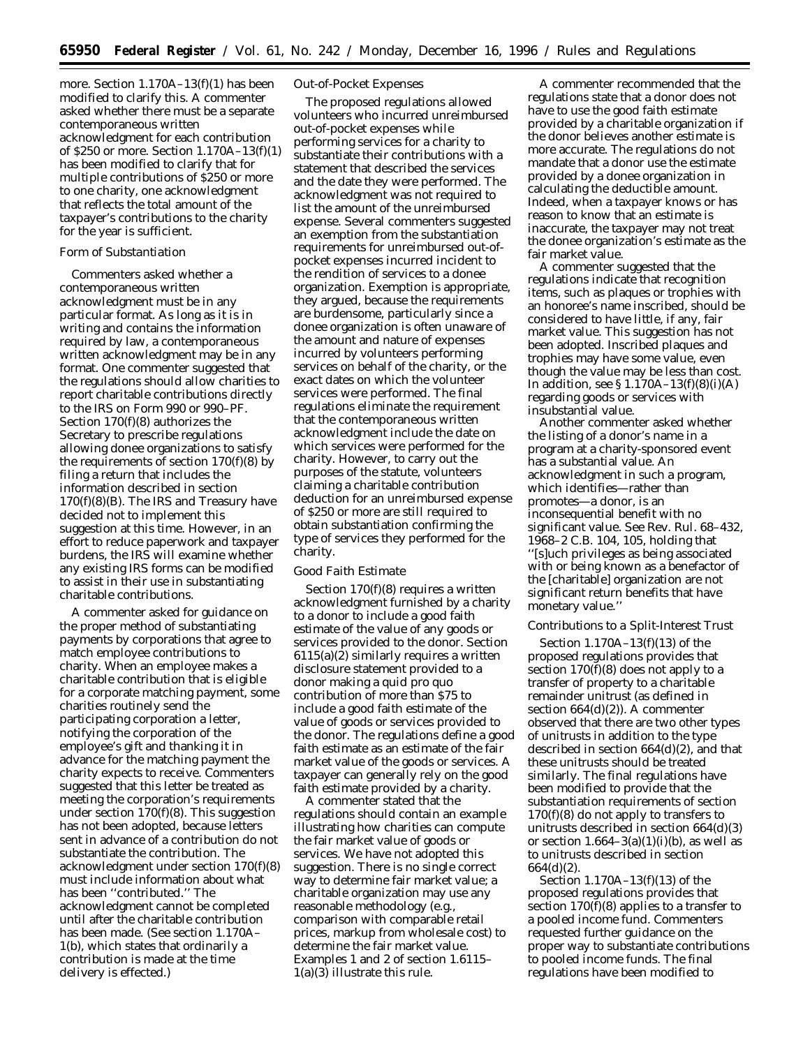more. Section 1.170A–13(f)(1) has been modified to clarify this. A commenter asked whether there must be a separate contemporaneous written acknowledgment for each contribution of $250 or more. Section 1.170A–13(f)(1) has been modified to clarify that for multiple contributions of $250 or more to one charity, one acknowledgment that reflects the total amount of the taxpayer's contributions to the charity for the year is sufficient.

*Form of Substantiation*

Commenters asked whether a contemporaneous written acknowledgment must be in any particular format. As long as it is in writing and contains the information required by law, a contemporaneous written acknowledgment may be in any format. One commenter suggested that the regulations should allow charities to report charitable contributions directly to the IRS on Form 990 or 990–PF. Section 170(f)(8) authorizes the Secretary to prescribe regulations allowing donee organizations to satisfy the requirements of section 170(f)(8) by filing a return that includes the information described in section 170(f)(8)(B). The IRS and Treasury have decided not to implement this suggestion at this time. However, in an effort to reduce paperwork and taxpayer burdens, the IRS will examine whether any existing IRS forms can be modified to assist in their use in substantiating charitable contributions.

A commenter asked for guidance on the proper method of substantiating payments by corporations that agree to match employee contributions to charity. When an employee makes a charitable contribution that is eligible for a corporate matching payment, some charities routinely send the participating corporation a letter, notifying the corporation of the employee's gift and thanking it in advance for the matching payment the charity expects to receive. Commenters suggested that this letter be treated as meeting the corporation's requirements under section 170(f)(8). This suggestion has not been adopted, because letters sent in advance of a contribution do not substantiate the contribution. The acknowledgment under section 170(f)(8) must include information about what has been ''contributed.'' The acknowledgment cannot be completed until after the charitable contribution has been made. (See section 1.170A–1(b), which states that ordinarily a contribution is made at the time delivery is effected.)

*Out-of-Pocket Expenses*

The proposed regulations allowed volunteers who incurred unreimbursed out-of-pocket expenses while performing services for a charity to substantiate their contributions with a statement that described the services and the date they were performed. The acknowledgment was not required to list the amount of the unreimbursed expense. Several commenters suggested an exemption from the substantiation requirements for unreimbursed out-of-pocket expenses incurred incident to the rendition of services to a donee organization. Exemption is appropriate, they argued, because the requirements are burdensome, particularly since a donee organization is often unaware of the amount and nature of expenses incurred by volunteers performing services on behalf of the charity, or the exact dates on which the volunteer services were performed. The final regulations eliminate the requirement that the contemporaneous written acknowledgment include the date on which services were performed for the charity. However, to carry out the purposes of the statute, volunteers claiming a charitable contribution deduction for an unreimbursed expense of $250 or more are still required to obtain substantiation confirming the type of services they performed for the charity.

*Good Faith Estimate*

Section 170(f)(8) requires a written acknowledgment furnished by a charity to a donor to include a good faith estimate of the value of any goods or services provided to the donor. Section 6115(a)(2) similarly requires a written disclosure statement provided to a donor making a quid pro quo contribution of more than $75 to include a good faith estimate of the value of goods or services provided to the donor. The regulations define a good faith estimate as an estimate of the fair market value of the goods or services. A taxpayer can generally rely on the good faith estimate provided by a charity.

A commenter stated that the regulations should contain an example illustrating how charities can compute the fair market value of goods or services. We have not adopted this suggestion. There is no single correct way to determine fair market value; a charitable organization may use any reasonable methodology (e.g., comparison with comparable retail prices, markup from wholesale cost) to determine the fair market value. Examples 1 and 2 of section 1.6115–1(a)(3) illustrate this rule.

A commenter recommended that the regulations state that a donor does not have to use the good faith estimate provided by a charitable organization if the donor believes another estimate is more accurate. The regulations do not mandate that a donor use the estimate provided by a donee organization in calculating the deductible amount. Indeed, when a taxpayer knows or has reason to know that an estimate is inaccurate, the taxpayer may not treat the donee organization's estimate as the fair market value.

A commenter suggested that the regulations indicate that recognition items, such as plaques or trophies with an honoree's name inscribed, should be considered to have little, if any, fair market value. This suggestion has not been adopted. Inscribed plaques and trophies may have some value, even though the value may be less than cost. In addition, see § 1.170A–13(f)(8)(i)(A) regarding goods or services with insubstantial value.

Another commenter asked whether the listing of a donor's name in a program at a charity-sponsored event has a substantial value. An acknowledgment in such a program, which identifies—rather than promotes—a donor, is an inconsequential benefit with no significant value. See Rev. Rul. 68–432, 1968–2 C.B. 104, 105, holding that ''[s]uch privileges as being associated with or being known as a benefactor of the [charitable] organization are not significant return benefits that have monetary value.''

*Contributions to a Split-Interest Trust*

Section 1.170A–13(f)(13) of the proposed regulations provides that section 170(f)(8) does not apply to a transfer of property to a charitable remainder unitrust (as defined in section 664(d)(2)). A commenter observed that there are two other types of unitrusts in addition to the type described in section 664(d)(2), and that these unitrusts should be treated similarly. The final regulations have been modified to provide that the substantiation requirements of section 170(f)(8) do not apply to transfers to unitrusts described in section 664(d)(3) or section 1.664–3(a)(1)(i)(b), as well as to unitrusts described in section 664(d)(2).

Section 1.170A–13(f)(13) of the proposed regulations provides that section 170(f)(8) applies to a transfer to a pooled income fund. Commenters requested further guidance on the proper way to substantiate contributions to pooled income funds. The final regulations have been modified to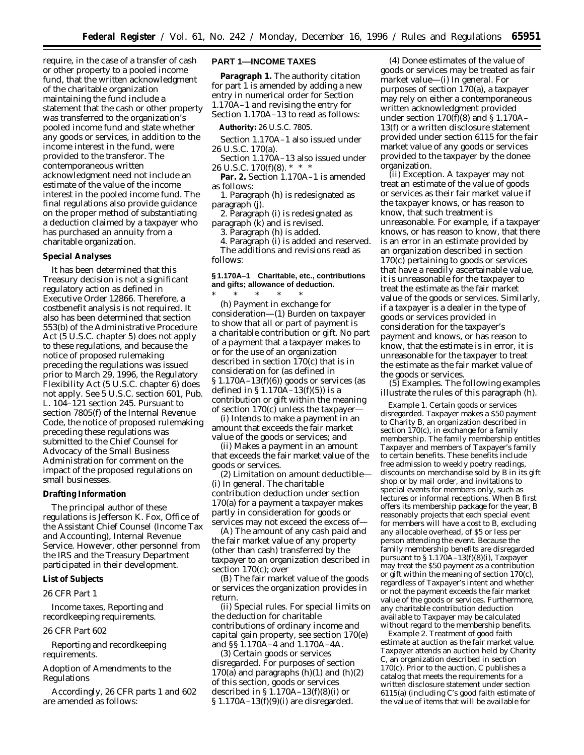require, in the case of a transfer of cash or other property to a pooled income fund, that the written acknowledgment of the charitable organization maintaining the fund include a statement that the cash or other property was transferred to the organization's pooled income fund and state whether any goods or services, in addition to the income interest in the fund, were provided to the transferor. The contemporaneous written acknowledgment need not include an estimate of the value of the income interest in the pooled income fund. The final regulations also provide guidance on the proper method of substantiating a deduction claimed by a taxpayer who has purchased an annuity from a charitable organization.

**Special Analyses**

It has been determined that this Treasury decision is not a significant regulatory action as defined in Executive Order 12866. Therefore, a costbenefit analysis is not required. It also has been determined that section 553(b) of the Administrative Procedure Act (5 U.S.C. chapter 5) does not apply to these regulations, and because the notice of proposed rulemaking preceding the regulations was issued prior to March 29, 1996, the Regulatory Flexibility Act (5 U.S.C. chapter 6) does not apply. See 5 U.S.C. section 601, Pub. L. 104–121 section 245. Pursuant to section 7805(f) of the Internal Revenue Code, the notice of proposed rulemaking preceding these regulations was submitted to the Chief Counsel for Advocacy of the Small Business Administration for comment on the impact of the proposed regulations on small businesses.

**Drafting Information**

The principal author of these regulations is Jefferson K. Fox, Office of the Assistant Chief Counsel (Income Tax and Accounting), Internal Revenue Service. However, other personnel from the IRS and the Treasury Department participated in their development.

**List of Subjects**

*26 CFR Part 1*

Income taxes, Reporting and recordkeeping requirements.

*26 CFR Part 602*

Reporting and recordkeeping requirements.

Adoption of Amendments to the Regulations

Accordingly, 26 CFR parts 1 and 602 are amended as follows:

**PART 1—INCOME TAXES**

**Paragraph 1.** The authority citation for part 1 is amended by adding a new entry in numerical order for Section 1.170A–1 and revising the entry for Section 1.170A–13 to read as follows:

**Authority:** 26 U.S.C. 7805.

Section 1.170A–1 also issued under 26 U.S.C. 170(a).

Section 1.170A–13 also issued under 26 U.S.C. 170(f)(8). * * *

**Par. 2.** Section 1.170A–1 is amended as follows:

1. Paragraph (h) is redesignated as paragraph (j).

2. Paragraph (i) is redesignated as paragraph (k) and is revised.

3. Paragraph (h) is added.

4. Paragraph (i) is added and reserved.

The additions and revisions read as follows:

**§ 1.170A–1 Charitable, etc., contributions and gifts; allowance of deduction.**

\* \* \* \* \*

(h) *Payment in exchange for consideration*—(1) *Burden on taxpayer to show that all or part of payment is a charitable contribution or gift.* No part of a payment that a taxpayer makes to or for the use of an organization described in section 170(c) that is in consideration for (as defined in § 1.170A–13(f)(6)) goods or services (as defined in § 1.170A–13(f)(5)) is a contribution or gift within the meaning of section 170(c) unless the taxpayer—

(i) Intends to make a payment in an amount that exceeds the fair market value of the goods or services; and

(ii) Makes a payment in an amount that exceeds the fair market value of the goods or services.

(2) *Limitation on amount deductible*—(i) *In general.* The charitable contribution deduction under section 170(a) for a payment a taxpayer makes partly in consideration for goods or services may not exceed the excess of—

(A) The amount of any cash paid and the fair market value of any property (other than cash) transferred by the taxpayer to an organization described in section 170(c); over

(B) The fair market value of the goods or services the organization provides in return.

(ii) *Special rules.* For special limits on the deduction for charitable contributions of ordinary income and capital gain property, see section 170(e) and §§ 1.170A–4 and 1.170A–4A.

(3) *Certain goods or services disregarded.* For purposes of section 170(a) and paragraphs (h)(1) and (h)(2) of this section, goods or services described in § 1.170A–13(f)(8)(i) or § 1.170A–13(f)(9)(i) are disregarded.

(4) *Donee estimates of the value of goods or services may be treated as fair market value*—(i) *In general.* For purposes of section 170(a), a taxpayer may rely on either a contemporaneous written acknowledgment provided under section 170(f)(8) and § 1.170A–13(f) or a written disclosure statement provided under section 6115 for the fair market value of any goods or services provided to the taxpayer by the donee organization.

(ii) *Exception.* A taxpayer may not treat an estimate of the value of goods or services as their fair market value if the taxpayer knows, or has reason to know, that such treatment is unreasonable. For example, if a taxpayer knows, or has reason to know, that there is an error in an estimate provided by an organization described in section 170(c) pertaining to goods or services that have a readily ascertainable value, it is unreasonable for the taxpayer to treat the estimate as the fair market value of the goods or services. Similarly, if a taxpayer is a dealer in the type of goods or services provided in consideration for the taxpayer's payment and knows, or has reason to know, that the estimate is in error, it is unreasonable for the taxpayer to treat the estimate as the fair market value of the goods or services.

(5) *Examples.* The following examples illustrate the rules of this paragraph (h).

*Example 1. Certain goods or services disregarded.* Taxpayer makes a $50 payment to Charity B, an organization described in section 170(c), in exchange for a family membership. The family membership entitles Taxpayer and members of Taxpayer's family to certain benefits. These benefits include free admission to weekly poetry readings, discounts on merchandise sold by B in its gift shop or by mail order, and invitations to special events for members only, such as lectures or informal receptions. When B first offers its membership package for the year, B reasonably projects that each special event for members will have a cost to B, excluding any allocable overhead, of $5 or less per person attending the event. Because the family membership benefits are disregarded pursuant to § 1.170A–13(f)(8)(i), Taxpayer may treat the $50 payment as a contribution or gift within the meaning of section 170(c), regardless of Taxpayer's intent and whether or not the payment exceeds the fair market value of the goods or services. Furthermore, any charitable contribution deduction available to Taxpayer may be calculated without regard to the membership benefits.

*Example 2. Treatment of good faith estimate at auction as the fair market value.* Taxpayer attends an auction held by Charity C, an organization described in section 170(c). Prior to the auction, C publishes a catalog that meets the requirements for a written disclosure statement under section 6115(a) (including C's good faith estimate of the value of items that will be available for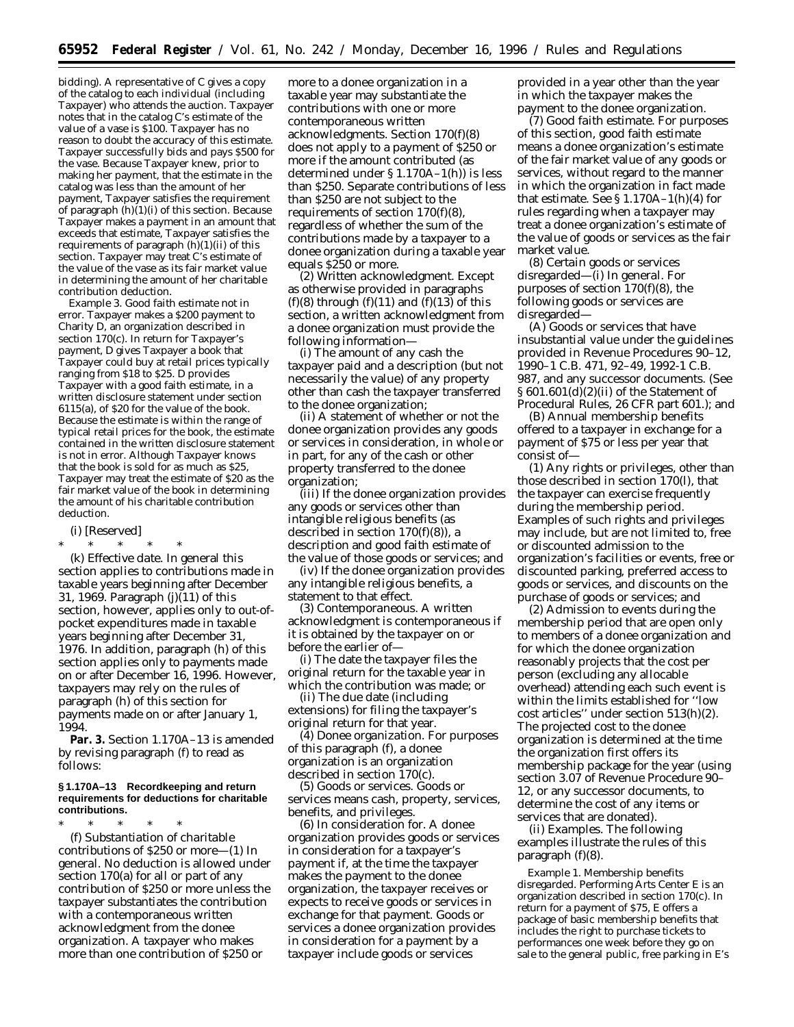bidding). A representative of C gives a copy of the catalog to each individual (including Taxpayer) who attends the auction. Taxpayer notes that in the catalog C's estimate of the value of a vase is $100. Taxpayer has no reason to doubt the accuracy of this estimate. Taxpayer successfully bids and pays $500 for the vase. Because Taxpayer knew, prior to making her payment, that the estimate in the catalog was less than the amount of her payment, Taxpayer satisfies the requirement of paragraph (h)(1)(i) of this section. Because Taxpayer makes a payment in an amount that exceeds that estimate, Taxpayer satisfies the requirements of paragraph (h)(1)(ii) of this section. Taxpayer may treat C's estimate of the value of the vase as its fair market value in determining the amount of her charitable contribution deduction.

*Example 3. Good faith estimate not in error.* Taxpayer makes a $200 payment to Charity D, an organization described in section 170(c). In return for Taxpayer's payment, D gives Taxpayer a book that Taxpayer could buy at retail prices typically ranging from $18 to $25. D provides Taxpayer with a good faith estimate, in a written disclosure statement under section 6115(a), of $20 for the value of the book. Because the estimate is within the range of typical retail prices for the book, the estimate contained in the written disclosure statement is not in error. Although Taxpayer knows that the book is sold for as much as $25, Taxpayer may treat the estimate of $20 as the fair market value of the book in determining the amount of his charitable contribution deduction.

(i) [Reserved]

\* \* \* \* \*

(k) *Effective date.* In general this section applies to contributions made in taxable years beginning after December 31, 1969. Paragraph (j)(11) of this section, however, applies only to out-of-pocket expenditures made in taxable years beginning after December 31, 1976. In addition, paragraph (h) of this section applies only to payments made on or after December 16, 1996. However, taxpayers may rely on the rules of paragraph (h) of this section for payments made on or after January 1, 1994.

**Par. 3.** Section 1.170A–13 is amended by revising paragraph (f) to read as follows:

**§ 1.170A–13 Recordkeeping and return requirements for deductions for charitable contributions.**

\* \* \* \* \*

(f) *Substantiation of charitable contributions of $250 or more*—(1) *In general.* No deduction is allowed under section 170(a) for all or part of any contribution of $250 or more unless the taxpayer substantiates the contribution with a contemporaneous written acknowledgment from the donee organization. A taxpayer who makes more than one contribution of $250 or more to a donee organization in a taxable year may substantiate the contributions with one or more contemporaneous written acknowledgments. Section 170(f)(8) does not apply to a payment of $250 or more if the amount contributed (as determined under § 1.170A–1(h)) is less than $250. Separate contributions of less than $250 are not subject to the requirements of section 170(f)(8), regardless of whether the sum of the contributions made by a taxpayer to a donee organization during a taxable year equals $250 or more.

(2) *Written acknowledgment.* Except as otherwise provided in paragraphs (f)(8) through (f)(11) and (f)(13) of this section, a written acknowledgment from a donee organization must provide the following information—

(i) The amount of any cash the taxpayer paid and a description (but not necessarily the value) of any property other than cash the taxpayer transferred to the donee organization;

(ii) A statement of whether or not the donee organization provides any goods or services in consideration, in whole or in part, for any of the cash or other property transferred to the donee organization;

(iii) If the donee organization provides any goods or services other than intangible religious benefits (as described in section 170(f)(8)), a description and good faith estimate of the value of those goods or services; and

(iv) If the donee organization provides any intangible religious benefits, a statement to that effect.

(3) *Contemporaneous.* A written acknowledgment is contemporaneous if it is obtained by the taxpayer on or before the earlier of—

(i) The date the taxpayer files the original return for the taxable year in which the contribution was made; or

(ii) The due date (including extensions) for filing the taxpayer's original return for that year.

(4) *Donee organization.* For purposes of this paragraph (f), a donee organization is an organization described in section 170(c).

(5) *Goods or services.* Goods or services means cash, property, services, benefits, and privileges.

(6) *In consideration for.* A donee organization provides goods or services in consideration for a taxpayer's payment if, at the time the taxpayer makes the payment to the donee organization, the taxpayer receives or expects to receive goods or services in exchange for that payment. Goods or services a donee organization provides in consideration for a payment by a taxpayer include goods or services provided in a year other than the year in which the taxpayer makes the payment to the donee organization.

(7) *Good faith estimate.* For purposes of this section, good faith estimate means a donee organization's estimate of the fair market value of any goods or services, without regard to the manner in which the organization in fact made that estimate. See § 1.170A–1(h)(4) for rules regarding when a taxpayer may treat a donee organization's estimate of the value of goods or services as the fair market value.

(8) *Certain goods or services disregarded*—(i) *In general.* For purposes of section 170(f)(8), the following goods or services are disregarded—

(A) Goods or services that have insubstantial value under the guidelines provided in Revenue Procedures 90–12, 1990–1 C.B. 471, 92–49, 1992-1 C.B. 987, and any successor documents. (See § 601.601(d)(2)(ii) of the Statement of Procedural Rules, 26 CFR part 601.); and

(B) Annual membership benefits offered to a taxpayer in exchange for a payment of $75 or less per year that consist of—

(*1*) Any rights or privileges, other than those described in section 170(l), that the taxpayer can exercise frequently during the membership period. Examples of such rights and privileges may include, but are not limited to, free or discounted admission to the organization's facilities or events, free or discounted parking, preferred access to goods or services, and discounts on the purchase of goods or services; and

(*2*) Admission to events during the membership period that are open only to members of a donee organization and for which the donee organization reasonably projects that the cost per person (excluding any allocable overhead) attending each such event is within the limits established for ''low cost articles'' under section 513(h)(2). The projected cost to the donee organization is determined at the time the organization first offers its membership package for the year (using section 3.07 of Revenue Procedure 90–12, or any successor documents, to determine the cost of any items or services that are donated).

(ii) *Examples.* The following examples illustrate the rules of this paragraph (f)(8).

*Example 1. Membership benefits disregarded.* Performing Arts Center E is an organization described in section 170(c). In return for a payment of $75, E offers a package of basic membership benefits that includes the right to purchase tickets to performances one week before they go on sale to the general public, free parking in E's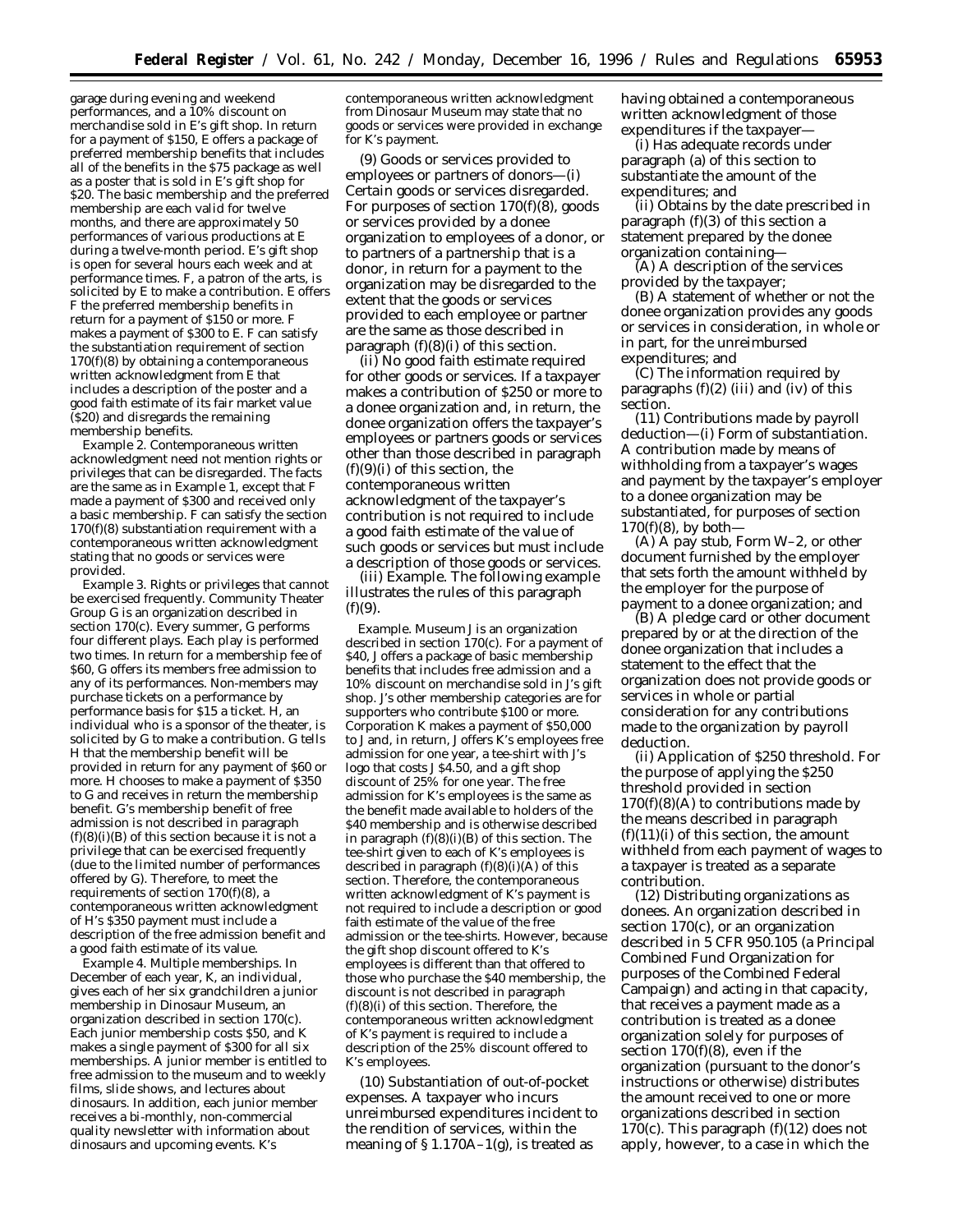garage during evening and weekend performances, and a 10% discount on merchandise sold in E's gift shop. In return for a payment of $150, E offers a package of preferred membership benefits that includes all of the benefits in the $75 package as well as a poster that is sold in E's gift shop for $20. The basic membership and the preferred membership are each valid for twelve months, and there are approximately 50 performances of various productions at E during a twelve-month period. E's gift shop is open for several hours each week and at performance times. F, a patron of the arts, is solicited by E to make a contribution. E offers F the preferred membership benefits in return for a payment of $150 or more. F makes a payment of $300 to E. F can satisfy the substantiation requirement of section 170(f)(8) by obtaining a contemporaneous written acknowledgment from E that includes a description of the poster and a good faith estimate of its fair market value ($20) and disregards the remaining membership benefits.

*Example 2. Contemporaneous written acknowledgment need not mention rights or privileges that can be disregarded.* The facts are the same as in Example 1, except that F made a payment of $300 and received only a basic membership. F can satisfy the section 170(f)(8) substantiation requirement with a contemporaneous written acknowledgment stating that no goods or services were provided.

*Example 3. Rights or privileges that cannot be exercised frequently.* Community Theater Group G is an organization described in section 170(c). Every summer, G performs four different plays. Each play is performed two times. In return for a membership fee of $60, G offers its members free admission to any of its performances. Non-members may purchase tickets on a performance by performance basis for $15 a ticket. H, an individual who is a sponsor of the theater, is solicited by G to make a contribution. G tells H that the membership benefit will be provided in return for any payment of $60 or more. H chooses to make a payment of $350 to G and receives in return the membership benefit. G's membership benefit of free admission is not described in paragraph (f)(8)(i)(B) of this section because it is not a privilege that can be exercised frequently (due to the limited number of performances offered by G). Therefore, to meet the requirements of section 170(f)(8), a contemporaneous written acknowledgment of H's $350 payment must include a description of the free admission benefit and a good faith estimate of its value.

*Example 4. Multiple memberships.* In December of each year, K, an individual, gives each of her six grandchildren a junior membership in Dinosaur Museum, an organization described in section 170(c). Each junior membership costs $50, and K makes a single payment of $300 for all six memberships. A junior member is entitled to free admission to the museum and to weekly films, slide shows, and lectures about dinosaurs. In addition, each junior member receives a bi-monthly, non-commercial quality newsletter with information about dinosaurs and upcoming events. K's contemporaneous written acknowledgment from Dinosaur Museum may state that no goods or services were provided in exchange for K's payment.

(9) *Goods or services provided to employees or partners of donors*—(i) *Certain goods or services disregarded.* For purposes of section 170(f)(8), goods or services provided by a donee organization to employees of a donor, or to partners of a partnership that is a donor, in return for a payment to the organization may be disregarded to the extent that the goods or services provided to each employee or partner are the same as those described in paragraph (f)(8)(i) of this section.

(ii) *No good faith estimate required for other goods or services.* If a taxpayer makes a contribution of $250 or more to a donee organization and, in return, the donee organization offers the taxpayer's employees or partners goods or services other than those described in paragraph (f)(9)(i) of this section, the contemporaneous written acknowledgment of the taxpayer's contribution is not required to include a good faith estimate of the value of such goods or services but must include a description of those goods or services.

(iii) *Example.* The following example illustrates the rules of this paragraph (f)(9).

*Example.* Museum J is an organization described in section 170(c). For a payment of $40, J offers a package of basic membership benefits that includes free admission and a 10% discount on merchandise sold in J's gift shop. J's other membership categories are for supporters who contribute $100 or more. Corporation K makes a payment of $50,000 to J and, in return, J offers K's employees free admission for one year, a tee-shirt with J's logo that costs J $4.50, and a gift shop discount of 25% for one year. The free admission for K's employees is the same as the benefit made available to holders of the $40 membership and is otherwise described in paragraph (f)(8)(i)(B) of this section. The tee-shirt given to each of K's employees is described in paragraph (f)(8)(i)(A) of this section. Therefore, the contemporaneous written acknowledgment of K's payment is not required to include a description or good faith estimate of the value of the free admission or the tee-shirts. However, because the gift shop discount offered to K's employees is different than that offered to those who purchase the $40 membership, the discount is not described in paragraph (f)(8)(i) of this section. Therefore, the contemporaneous written acknowledgment of K's payment is required to include a description of the 25% discount offered to K's employees.

(10) *Substantiation of out-of-pocket expenses.* A taxpayer who incurs unreimbursed expenditures incident to the rendition of services, within the meaning of § 1.170A–1(g), is treated as having obtained a contemporaneous written acknowledgment of those expenditures if the taxpayer—

(i) Has adequate records under paragraph (a) of this section to substantiate the amount of the expenditures; and

(ii) Obtains by the date prescribed in paragraph (f)(3) of this section a statement prepared by the donee organization containing—

(A) A description of the services provided by the taxpayer;

(B) A statement of whether or not the donee organization provides any goods or services in consideration, in whole or in part, for the unreimbursed expenditures; and

(C) The information required by paragraphs (f)(2) (iii) and (iv) of this section.

(11) *Contributions made by payroll deduction*—(i) *Form of substantiation.* A contribution made by means of withholding from a taxpayer's wages and payment by the taxpayer's employer to a donee organization may be substantiated, for purposes of section 170(f)(8), by both—

(A) A pay stub, Form W–2, or other document furnished by the employer that sets forth the amount withheld by the employer for the purpose of payment to a donee organization; and

(B) A pledge card or other document prepared by or at the direction of the donee organization that includes a statement to the effect that the organization does not provide goods or services in whole or partial consideration for any contributions made to the organization by payroll deduction.

(ii) *Application of $250 threshold.* For the purpose of applying the $250 threshold provided in section 170(f)(8)(A) to contributions made by the means described in paragraph (f)(11)(i) of this section, the amount withheld from each payment of wages to a taxpayer is treated as a separate contribution.

(12) *Distributing organizations as donees.* An organization described in section 170(c), or an organization described in 5 CFR 950.105 (a Principal Combined Fund Organization for purposes of the Combined Federal Campaign) and acting in that capacity, that receives a payment made as a contribution is treated as a donee organization solely for purposes of section 170(f)(8), even if the organization (pursuant to the donor's instructions or otherwise) distributes the amount received to one or more organizations described in section 170(c). This paragraph (f)(12) does not apply, however, to a case in which the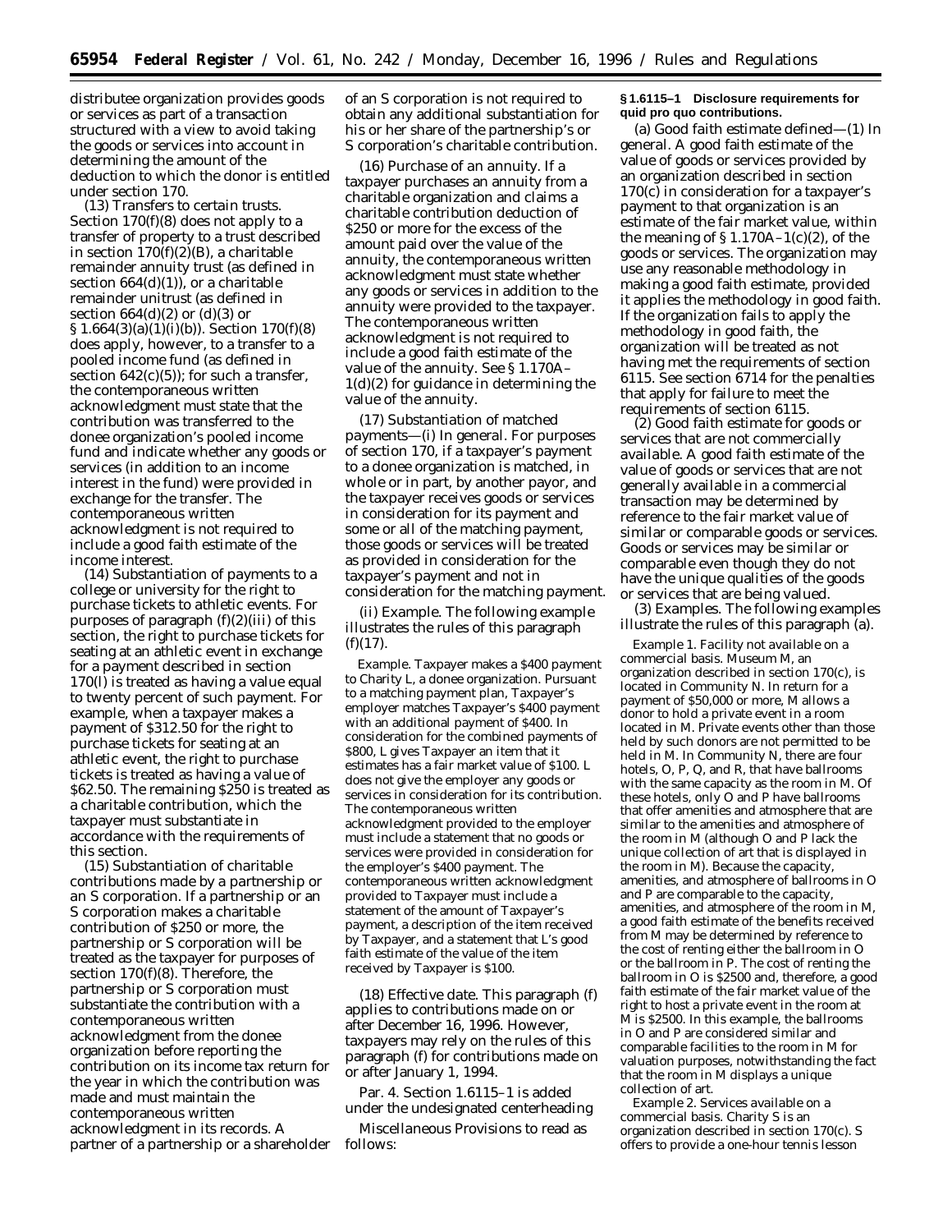distributee organization provides goods or services as part of a transaction structured with a view to avoid taking the goods or services into account in determining the amount of the deduction to which the donor is entitled under section 170.

(13) *Transfers to certain trusts.* Section 170(f)(8) does not apply to a transfer of property to a trust described in section 170(f)(2)(B), a charitable remainder annuity trust (as defined in section 664(d)(1)), or a charitable remainder unitrust (as defined in section 664(d)(2) or (d)(3) or § 1.664(3)(a)(1)(i)(b)). Section 170(f)(8) does apply, however, to a transfer to a pooled income fund (as defined in section 642(c)(5)); for such a transfer, the contemporaneous written acknowledgment must state that the contribution was transferred to the donee organization's pooled income fund and indicate whether any goods or services (in addition to an income interest in the fund) were provided in exchange for the transfer. The contemporaneous written acknowledgment is not required to include a good faith estimate of the income interest.

(14) *Substantiation of payments to a college or university for the right to purchase tickets to athletic events.* For purposes of paragraph (f)(2)(iii) of this section, the right to purchase tickets for seating at an athletic event in exchange for a payment described in section 170(l) is treated as having a value equal to twenty percent of such payment. For example, when a taxpayer makes a payment of $312.50 for the right to purchase tickets for seating at an athletic event, the right to purchase tickets is treated as having a value of $62.50. The remaining $250 is treated as a charitable contribution, which the taxpayer must substantiate in accordance with the requirements of this section.

(15) *Substantiation of charitable contributions made by a partnership or an S corporation.* If a partnership or an S corporation makes a charitable contribution of $250 or more, the partnership or S corporation will be treated as the taxpayer for purposes of section 170(f)(8). Therefore, the partnership or S corporation must substantiate the contribution with a contemporaneous written acknowledgment from the donee organization before reporting the contribution on its income tax return for the year in which the contribution was made and must maintain the contemporaneous written acknowledgment in its records. A partner of a partnership or a shareholder of an S corporation is not required to obtain any additional substantiation for his or her share of the partnership's or S corporation's charitable contribution.

(16) *Purchase of an annuity.* If a taxpayer purchases an annuity from a charitable organization and claims a charitable contribution deduction of $250 or more for the excess of the amount paid over the value of the annuity, the contemporaneous written acknowledgment must state whether any goods or services in addition to the annuity were provided to the taxpayer. The contemporaneous written acknowledgment is not required to include a good faith estimate of the value of the annuity. See § 1.170A–1(d)(2) for guidance in determining the value of the annuity.

(17) *Substantiation of matched payments*—(i) *In general.* For purposes of section 170, if a taxpayer's payment to a donee organization is matched, in whole or in part, by another payor, and the taxpayer receives goods or services in consideration for its payment and some or all of the matching payment, those goods or services will be treated as provided in consideration for the taxpayer's payment and not in consideration for the matching payment.

(ii) *Example.* The following example illustrates the rules of this paragraph (f)(17).

*Example.* Taxpayer makes a $400 payment to Charity L, a donee organization. Pursuant to a matching payment plan, Taxpayer's employer matches Taxpayer's $400 payment with an additional payment of $400. In consideration for the combined payments of $800, L gives Taxpayer an item that it estimates has a fair market value of $100. L does not give the employer any goods or services in consideration for its contribution. The contemporaneous written acknowledgment provided to the employer must include a statement that no goods or services were provided in consideration for the employer's $400 payment. The contemporaneous written acknowledgment provided to Taxpayer must include a statement of the amount of Taxpayer's payment, a description of the item received by Taxpayer, and a statement that L's good faith estimate of the value of the item received by Taxpayer is $100.

(18) *Effective date.* This paragraph (f) applies to contributions made on or after December 16, 1996. However, taxpayers may rely on the rules of this paragraph (f) for contributions made on or after January 1, 1994.

Par. 4. Section 1.6115–1 is added under the undesignated centerheading Miscellaneous Provisions to read as follows:

**§ 1.6115–1 Disclosure requirements for quid pro quo contributions.**

(a) *Good faith estimate defined*—(1) *In general.* A good faith estimate of the value of goods or services provided by an organization described in section 170(c) in consideration for a taxpayer's payment to that organization is an estimate of the fair market value, within the meaning of § 1.170A–1(c)(2), of the goods or services. The organization may use any reasonable methodology in making a good faith estimate, provided it applies the methodology in good faith. If the organization fails to apply the methodology in good faith, the organization will be treated as not having met the requirements of section 6115. See section 6714 for the penalties that apply for failure to meet the requirements of section 6115.

(2) *Good faith estimate for goods or services that are not commercially available.* A good faith estimate of the value of goods or services that are not generally available in a commercial transaction may be determined by reference to the fair market value of similar or comparable goods or services. Goods or services may be similar or comparable even though they do not have the unique qualities of the goods or services that are being valued.

(3) *Examples.* The following examples illustrate the rules of this paragraph (a).

*Example 1. Facility not available on a commercial basis.* Museum M, an organization described in section 170(c), is located in Community N. In return for a payment of $50,000 or more, M allows a donor to hold a private event in a room located in M. Private events other than those held by such donors are not permitted to be held in M. In Community N, there are four hotels, O, P, Q, and R, that have ballrooms with the same capacity as the room in M. Of these hotels, only O and P have ballrooms that offer amenities and atmosphere that are similar to the amenities and atmosphere of the room in M (although O and P lack the unique collection of art that is displayed in the room in M). Because the capacity, amenities, and atmosphere of ballrooms in O and P are comparable to the capacity, amenities, and atmosphere of the room in M, a good faith estimate of the benefits received from M may be determined by reference to the cost of renting either the ballroom in O or the ballroom in P. The cost of renting the ballroom in O is $2500 and, therefore, a good faith estimate of the fair market value of the right to host a private event in the room at M is $2500. In this example, the ballrooms in O and P are considered similar and comparable facilities to the room in M for valuation purposes, notwithstanding the fact that the room in M displays a unique collection of art.

*Example 2. Services available on a commercial basis.* Charity S is an organization described in section 170(c). S offers to provide a one-hour tennis lesson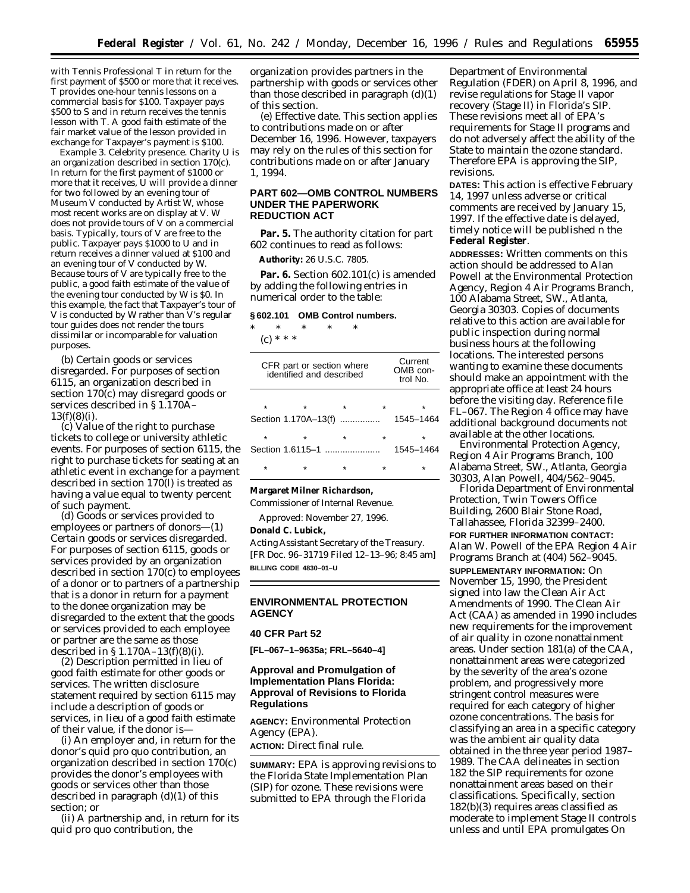with Tennis Professional T in return for the first payment of $500 or more that it receives. T provides one-hour tennis lessons on a commercial basis for $100. Taxpayer pays $500 to S and in return receives the tennis lesson with T. A good faith estimate of the fair market value of the lesson provided in exchange for Taxpayer's payment is $100.

*Example 3. Celebrity presence.* Charity U is an organization described in section 170(c). In return for the first payment of $1000 or more that it receives, U will provide a dinner for two followed by an evening tour of Museum V conducted by Artist W, whose most recent works are on display at V. W does not provide tours of V on a commercial basis. Typically, tours of V are free to the public. Taxpayer pays $1000 to U and in return receives a dinner valued at $100 and an evening tour of V conducted by W. Because tours of V are typically free to the public, a good faith estimate of the value of the evening tour conducted by W is $0. In this example, the fact that Taxpayer's tour of V is conducted by W rather than V's regular tour guides does not render the tours dissimilar or incomparable for valuation purposes.

(b) *Certain goods or services disregarded.* For purposes of section 6115, an organization described in section 170(c) may disregard goods or services described in § 1.170A–13(f)(8)(i).

(c) *Value of the right to purchase tickets to college or university athletic events.* For purposes of section 6115, the right to purchase tickets for seating at an athletic event in exchange for a payment described in section 170(l) is treated as having a value equal to twenty percent of such payment.

(d) *Goods or services provided to employees or partners of donors*—(1) *Certain goods or services disregarded.* For purposes of section 6115, goods or services provided by an organization described in section 170(c) to employees of a donor or to partners of a partnership that is a donor in return for a payment to the donee organization may be disregarded to the extent that the goods or services provided to each employee or partner are the same as those described in § 1.170A–13(f)(8)(i).

(2) *Description permitted in lieu of good faith estimate for other goods or services.* The written disclosure statement required by section 6115 may include a description of goods or services, in lieu of a good faith estimate of their value, if the donor is—

(i) An employer and, in return for the donor's quid pro quo contribution, an organization described in section 170(c) provides the donor's employees with goods or services other than those described in paragraph (d)(1) of this section; or

(ii) A partnership and, in return for its quid pro quo contribution, the organization provides partners in the partnership with goods or services other than those described in paragraph (d)(1) of this section.

(e) *Effective date.* This section applies to contributions made on or after December 16, 1996. However, taxpayers may rely on the rules of this section for contributions made on or after January 1, 1994.

## PART 602—OMB CONTROL NUMBERS UNDER THE PAPERWORK REDUCTION ACT

**Par. 5.** The authority citation for part 602 continues to read as follows:

**Authority:** 26 U.S.C. 7805.

**Par. 6.** Section 602.101(c) is amended by adding the following entries in numerical order to the table:

**§ 602.101 OMB Control numbers.**

\* \* \* \* \*

(c) \* \* \*

| CFR part or section where identified and described | Current OMB control No. |
|---|---|
| \* \* \* \* | \* |
| Section 1.170A–13(f) ................ | 1545–1464 |
| \* \* \* \* | \* |
| Section 1.6115–1 ..................... | 1545–1464 |
| \* \* \* \* | \* |

**Margaret Milner Richardson,**
*Commissioner of Internal Revenue.*

Approved: November 27, 1996.

**Donald C. Lubick,**
*Acting Assistant Secretary of the Treasury.*
[FR Doc. 96–31719 Filed 12–13–96; 8:45 am]
**BILLING CODE 4830–01–U**

## ENVIRONMENTAL PROTECTION AGENCY

### 40 CFR Part 52

**[FL–067–1–9635a; FRL–5640–4]**

### Approval and Promulgation of Implementation Plans Florida: Approval of Revisions to Florida Regulations

**AGENCY:** Environmental Protection Agency (EPA).

**ACTION:** Direct final rule.

**SUMMARY:** EPA is approving revisions to the Florida State Implementation Plan (SIP) for ozone. These revisions were submitted to EPA through the Florida Department of Environmental Regulation (FDER) on April 8, 1996, and revise regulations for Stage II vapor recovery (Stage II) in Florida's SIP. These revisions meet all of EPA's requirements for Stage II programs and do not adversely affect the ability of the State to maintain the ozone standard. Therefore EPA is approving the SIP, revisions.

**DATES:** This action is effective February 14, 1997 unless adverse or critical comments are received by January 15, 1997. If the effective date is delayed, timely notice will be published n the **Federal Register**.

**ADDRESSES:** Written comments on this action should be addressed to Alan Powell at the Environmental Protection Agency, Region 4 Air Programs Branch, 100 Alabama Street, SW., Atlanta, Georgia 30303. Copies of documents relative to this action are available for public inspection during normal business hours at the following locations. The interested persons wanting to examine these documents should make an appointment with the appropriate office at least 24 hours before the visiting day. Reference file FL–067. The Region 4 office may have additional background documents not available at the other locations.

Environmental Protection Agency, Region 4 Air Programs Branch, 100 Alabama Street, SW., Atlanta, Georgia 30303, Alan Powell, 404/562–9045.

Florida Department of Environmental Protection, Twin Towers Office Building, 2600 Blair Stone Road, Tallahassee, Florida 32399–2400.

**FOR FURTHER INFORMATION CONTACT:** Alan W. Powell of the EPA Region 4 Air Programs Branch at (404) 562–9045.

**SUPPLEMENTARY INFORMATION:** On November 15, 1990, the President signed into law the Clean Air Act Amendments of 1990. The Clean Air Act (CAA) as amended in 1990 includes new requirements for the improvement of air quality in ozone nonattainment areas. Under section 181(a) of the CAA, nonattainment areas were categorized by the severity of the area's ozone problem, and progressively more stringent control measures were required for each category of higher ozone concentrations. The basis for classifying an area in a specific category was the ambient air quality data obtained in the three year period 1987–1989. The CAA delineates in section 182 the SIP requirements for ozone nonattainment areas based on their classifications. Specifically, section 182(b)(3) requires areas classified as moderate to implement Stage II controls unless and until EPA promulgates On